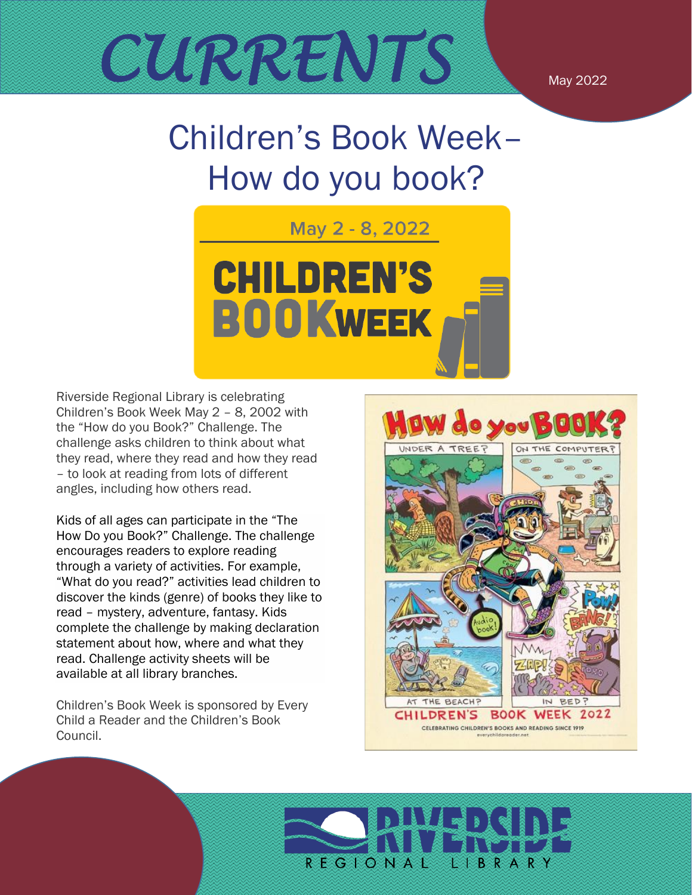# CURRENTS

May 2022

## Children's Book Week– How do you book?

May 2 - 8, 2022

CHILDREN'S BOOK WEEK

Riverside Regional Library is celebrating Children's Book Week May 2 – 8, 2002 with the "How do you Book?" Challenge. The challenge asks children to think about what they read, where they read and how they read – to look at reading from lots of different angles, including how others read.

Kids of all ages can participate in the "The How Do you Book?" Challenge. The challenge encourages readers to explore reading through a variety of activities. For example, "What do you read?" activities lead children to discover the kinds (genre) of books they like to read – mystery, adventure, fantasy. Kids complete the challenge by making declaration statement about how, where and what they read. Challenge activity sheets will be available at all library branches.

Children's Book Week is sponsored by Every Child a Reader and the Children's Book Council.

How do you BOOK?

UNDER A TREE? ON THE COMPUTER? AT THE BEACH? IN BED?

CHILDREN'S BOOK WEEK 2022

CELEBRATING CHILDREN'S BOOKS AND READING SINCE 1919

everychildareader.net

RIVERSIDE REGIONAL LIBRARY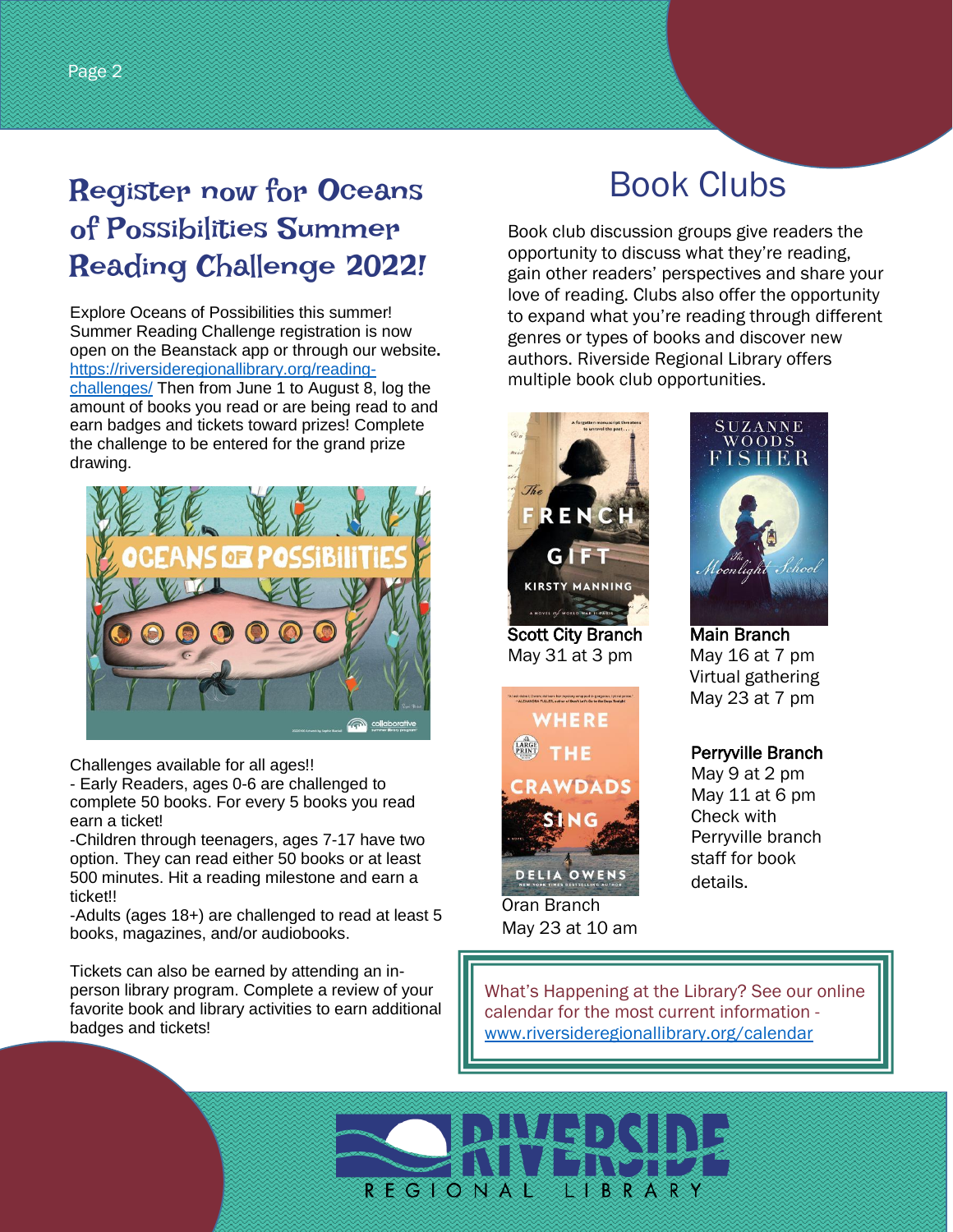## Register now for Oceans of Possibilities Summer Reading Challenge 2022!

Explore Oceans of Possibilities this summer! Summer Reading Challenge registration is now open on the Beanstack app or through our website**.** https://riversideregionallibrary.org/reading-challenges/ Then from June 1 to August 8, log the amount of books you read or are being read to and earn badges and tickets toward prizes! Complete the challenge to be entered for the grand prize drawing.

Challenges available for all ages!!

- Early Readers, ages 0-6 are challenged to complete 50 books. For every 5 books you read earn a ticket!

-Children through teenagers, ages 7-17 have two option. They can read either 50 books or at least 500 minutes. Hit a reading milestone and earn a ticket!!

-Adults (ages 18+) are challenged to read at least 5 books, magazines, and/or audiobooks.

Tickets can also be earned by attending an in-person library program. Complete a review of your favorite book and library activities to earn additional badges and tickets!

# Book Clubs

Book club discussion groups give readers the opportunity to discuss what they're reading, gain other readers' perspectives and share your love of reading. Clubs also offer the opportunity to expand what you're reading through different genres or types of books and discover new authors. Riverside Regional Library offers multiple book club opportunities.

**Scott City Branch**
May 31 at 3 pm

Oran Branch
May 23 at 10 am

**Main Branch**
May 16 at 7 pm
Virtual gathering
May 23 at 7 pm

**Perryville Branch**
May 9 at 2 pm
May 11 at 6 pm
Check with Perryville branch staff for book details.

What's Happening at the Library? See our online calendar for the most current information - www.riversideregionallibrary.org/calendar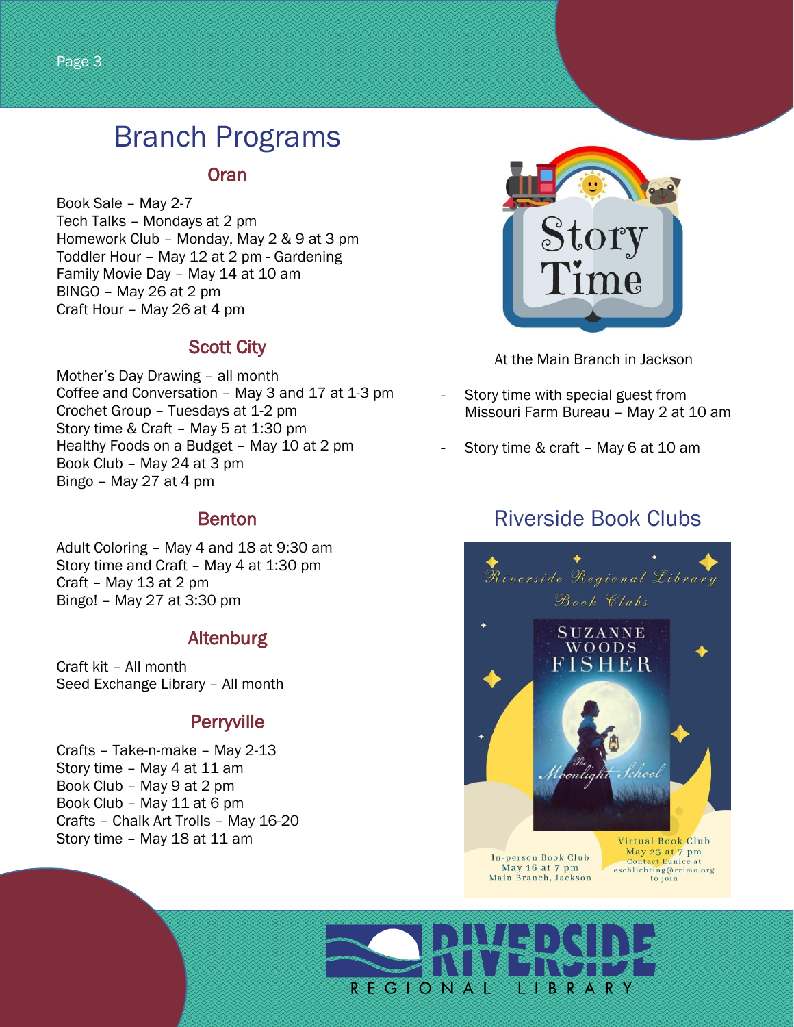# Branch Programs

## Oran

Book Sale – May 2-7
Tech Talks – Mondays at 2 pm
Homework Club – Monday, May 2 & 9 at 3 pm
Toddler Hour – May 12 at 2 pm - Gardening
Family Movie Day – May 14 at 10 am
BINGO – May 26 at 2 pm
Craft Hour – May 26 at 4 pm

## Scott City

Mother's Day Drawing – all month
Coffee and Conversation – May 3 and 17 at 1-3 pm
Crochet Group – Tuesdays at 1-2 pm
Story time & Craft – May 5 at 1:30 pm
Healthy Foods on a Budget – May 10 at 2 pm
Book Club – May 24 at 3 pm
Bingo – May 27 at 4 pm

## Benton

Adult Coloring – May 4 and 18 at 9:30 am
Story time and Craft – May 4 at 1:30 pm
Craft – May 13 at 2 pm
Bingo! – May 27 at 3:30 pm

## Altenburg

Craft kit – All month
Seed Exchange Library – All month

## Perryville

Crafts – Take-n-make – May 2-13
Story time – May 4 at 11 am
Book Club – May 9 at 2 pm
Book Club – May 11 at 6 pm
Crafts – Chalk Art Trolls – May 16-20
Story time – May 18 at 11 am

## Story Time

At the Main Branch in Jackson

- Story time with special guest from Missouri Farm Bureau – May 2 at 10 am
- Story time & craft – May 6 at 10 am

## Riverside Book Clubs

Riverside Regional Library Book Clubs

Suzanne Woods Fisher – *The Moonlight School*

In-person Book Club
May 16 at 7 pm
Main Branch, Jackson

Virtual Book Club
May 23 at 7 pm
Contact Eunice at eschlichting@rrlmo.org to join

RIVERSIDE REGIONAL LIBRARY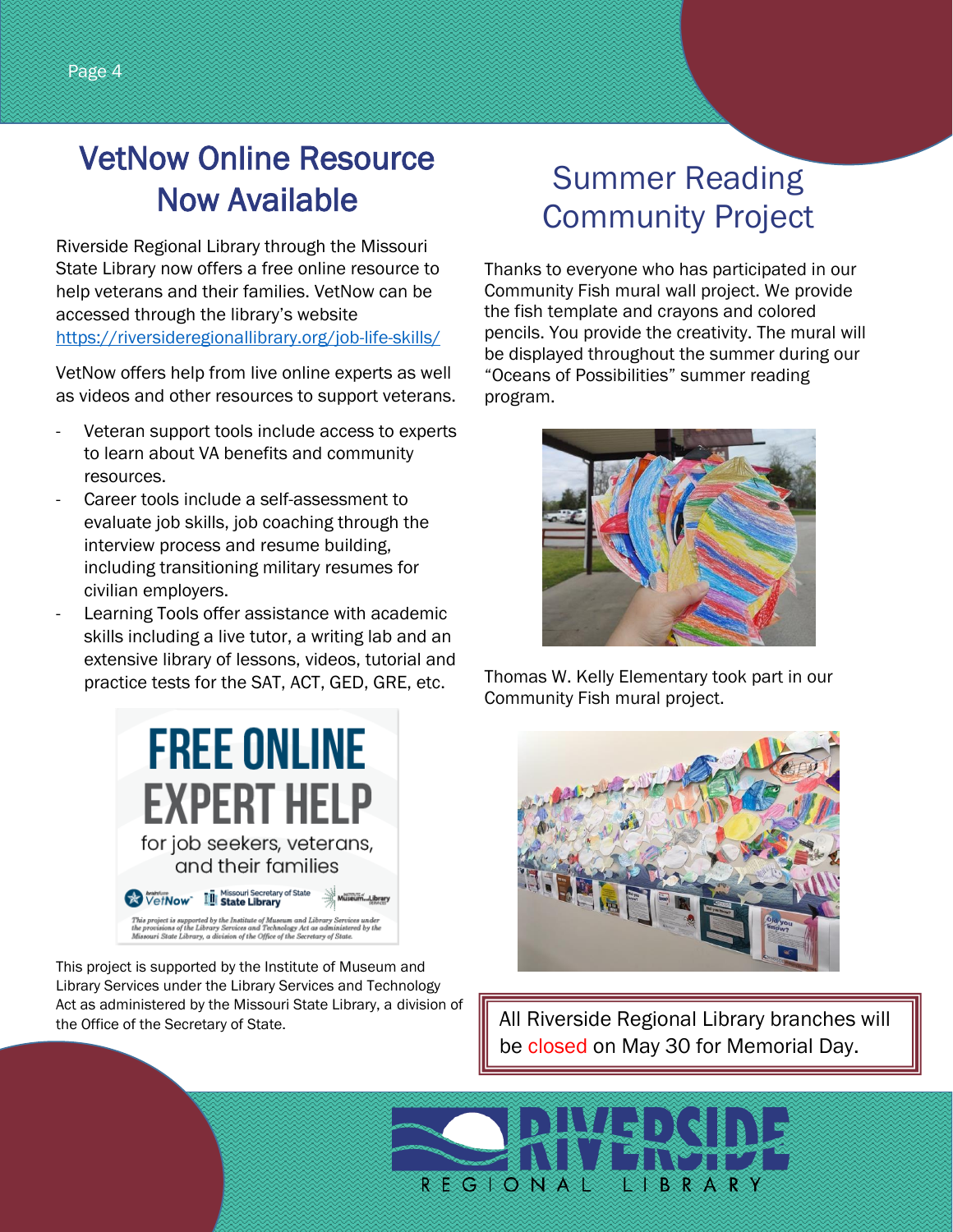# VetNow Online Resource Now Available

Riverside Regional Library through the Missouri State Library now offers a free online resource to help veterans and their families. VetNow can be accessed through the library's website https://riversideregionallibrary.org/job-life-skills/

VetNow offers help from live online experts as well as videos and other resources to support veterans.

- Veteran support tools include access to experts to learn about VA benefits and community resources.
- Career tools include a self-assessment to evaluate job skills, job coaching through the interview process and resume building, including transitioning military resumes for civilian employers.
- Learning Tools offer assistance with academic skills including a live tutor, a writing lab and an extensive library of lessons, videos, tutorial and practice tests for the SAT, ACT, GED, GRE, etc.

FREE ONLINE EXPERT HELP

for job seekers, veterans, and their families

This project is supported by the Institute of Museum and Library Services under the Library Services and Technology Act as administered by the Missouri State Library, a division of the Office of the Secretary of State.

# Summer Reading Community Project

Thanks to everyone who has participated in our Community Fish mural wall project. We provide the fish template and crayons and colored pencils. You provide the creativity. The mural will be displayed throughout the summer during our "Oceans of Possibilities" summer reading program.

Thomas W. Kelly Elementary took part in our Community Fish mural project.

All Riverside Regional Library branches will be closed on May 30 for Memorial Day.

RIVERSIDE REGIONAL LIBRARY